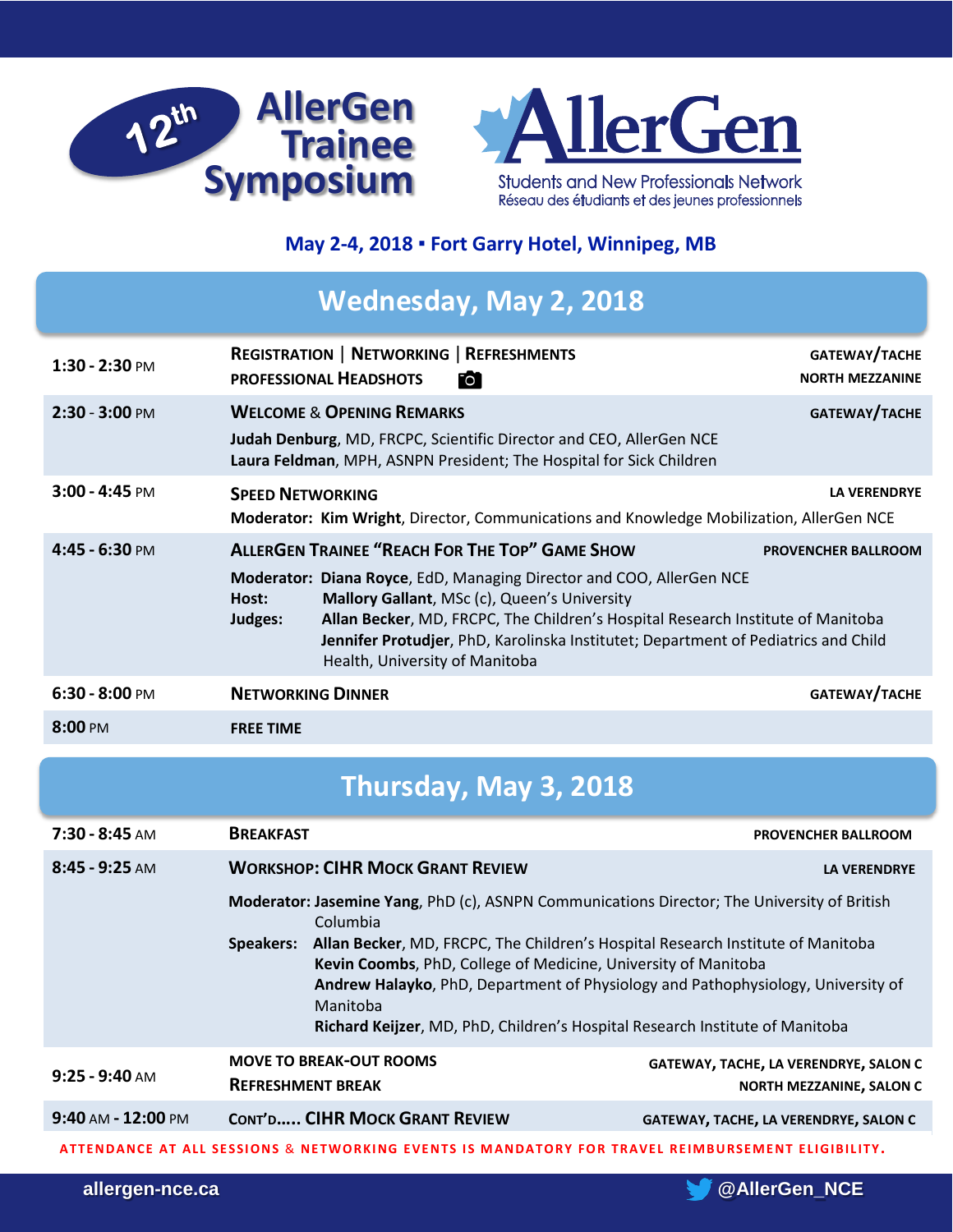# 12th AllerGen Trainee Symposium

**AllerGen**
Students and New Professionals Network
Réseau des étudiants et des jeunes professionnels

**May 2-4, 2018 ▪ Fort Garry Hotel, Winnipeg, MB**

## Wednesday, May 2, 2018

| Time | Session | Location |
|---|---|---|
| **1:30 - 2:30** PM | **REGISTRATION \| NETWORKING \| REFRESHMENTS**<br>**PROFESSIONAL HEADSHOTS** | **GATEWAY/TACHE**<br>**NORTH MEZZANINE** |
| **2:30 - 3:00** PM | **WELCOME & OPENING REMARKS**<br>**Judah Denburg**, MD, FRCPC, Scientific Director and CEO, AllerGen NCE<br>**Laura Feldman**, MPH, ASNPN President; The Hospital for Sick Children | **GATEWAY/TACHE** |
| **3:00 - 4:45** PM | **SPEED NETWORKING**<br>**Moderator: Kim Wright**, Director, Communications and Knowledge Mobilization, AllerGen NCE | **LA VERENDRYE** |
| **4:45 - 6:30** PM | **ALLERGEN TRAINEE "REACH FOR THE TOP" GAME SHOW**<br>**Moderator: Diana Royce**, EdD, Managing Director and COO, AllerGen NCE<br>**Host: Mallory Gallant**, MSc (c), Queen's University<br>**Judges: Allan Becker**, MD, FRCPC, The Children's Hospital Research Institute of Manitoba<br>**Jennifer Protudjer**, PhD, Karolinska Institutet; Department of Pediatrics and Child Health, University of Manitoba | **PROVENCHER BALLROOM** |
| **6:30 - 8:00** PM | **NETWORKING DINNER** | **GATEWAY/TACHE** |
| **8:00** PM | **FREE TIME** | |

## Thursday, May 3, 2018

| Time | Session | Location |
|---|---|---|
| **7:30 - 8:45** AM | **BREAKFAST** | **PROVENCHER BALLROOM** |
| **8:45 - 9:25** AM | **WORKSHOP: CIHR MOCK GRANT REVIEW**<br>**Moderator: Jasemine Yang**, PhD (c), ASNPN Communications Director; The University of British Columbia<br>**Speakers: Allan Becker**, MD, FRCPC, The Children's Hospital Research Institute of Manitoba<br>**Kevin Coombs**, PhD, College of Medicine, University of Manitoba<br>**Andrew Halayko**, PhD, Department of Physiology and Pathophysiology, University of Manitoba<br>**Richard Keijzer**, MD, PhD, Children's Hospital Research Institute of Manitoba | **LA VERENDRYE** |
| **9:25 - 9:40** AM | **MOVE TO BREAK-OUT ROOMS**<br>**REFRESHMENT BREAK** | **GATEWAY, TACHE, LA VERENDRYE, SALON C**<br>**NORTH MEZZANINE, SALON C** |
| **9:40** AM **- 12:00** PM | **CONT'D..... CIHR MOCK GRANT REVIEW** | **GATEWAY, TACHE, LA VERENDRYE, SALON C** |

**ATTENDANCE AT ALL SESSIONS & NETWORKING EVENTS IS MANDATORY FOR TRAVEL REIMBURSEMENT ELIGIBILITY.**

allergen-nce.ca | @AllerGen_NCE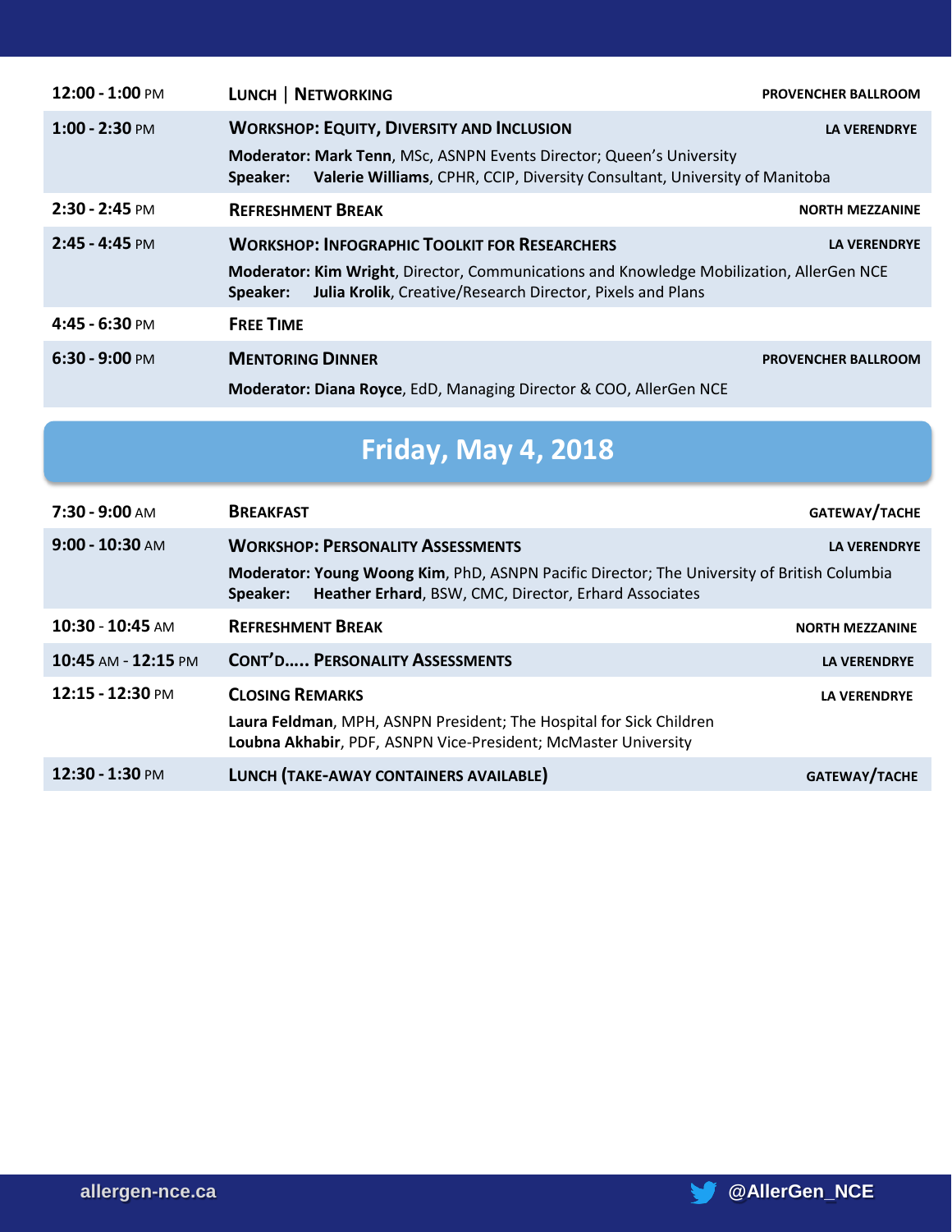| | | |
|---|---|---|
| **12:00 - 1:00** PM | **LUNCH \| NETWORKING** | **PROVENCHER BALLROOM** |
| **1:00 - 2:30** PM | **WORKSHOP: EQUITY, DIVERSITY AND INCLUSION**<br>**Moderator: Mark Tenn**, MSc, ASNPN Events Director; Queen's University<br>**Speaker: Valerie Williams**, CPHR, CCIP, Diversity Consultant, University of Manitoba | **LA VERENDRYE** |
| **2:30 - 2:45** PM | **REFRESHMENT BREAK** | **NORTH MEZZANINE** |
| **2:45 - 4:45** PM | **WORKSHOP: INFOGRAPHIC TOOLKIT FOR RESEARCHERS**<br>**Moderator: Kim Wright**, Director, Communications and Knowledge Mobilization, AllerGen NCE<br>**Speaker: Julia Krolik**, Creative/Research Director, Pixels and Plans | **LA VERENDRYE** |
| **4:45 - 6:30** PM | **FREE TIME** | |
| **6:30 - 9:00** PM | **MENTORING DINNER**<br>**Moderator: Diana Royce**, EdD, Managing Director & COO, AllerGen NCE | **PROVENCHER BALLROOM** |

## Friday, May 4, 2018

| | | |
|---|---|---|
| **7:30 - 9:00** AM | **BREAKFAST** | **GATEWAY/TACHE** |
| **9:00 - 10:30** AM | **WORKSHOP: PERSONALITY ASSESSMENTS**<br>**Moderator: Young Woong Kim**, PhD, ASNPN Pacific Director; The University of British Columbia<br>**Speaker: Heather Erhard**, BSW, CMC, Director, Erhard Associates | **LA VERENDRYE** |
| **10:30 - 10:45** AM | **REFRESHMENT BREAK** | **NORTH MEZZANINE** |
| **10:45** AM **- 12:15** PM | **CONT'D..... PERSONALITY ASSESSMENTS** | **LA VERENDRYE** |
| **12:15 - 12:30** PM | **CLOSING REMARKS**<br>**Laura Feldman**, MPH, ASNPN President; The Hospital for Sick Children<br>**Loubna Akhabir**, PDF, ASNPN Vice-President; McMaster University | **LA VERENDRYE** |
| **12:30 - 1:30** PM | **LUNCH (TAKE-AWAY CONTAINERS AVAILABLE)** | **GATEWAY/TACHE** |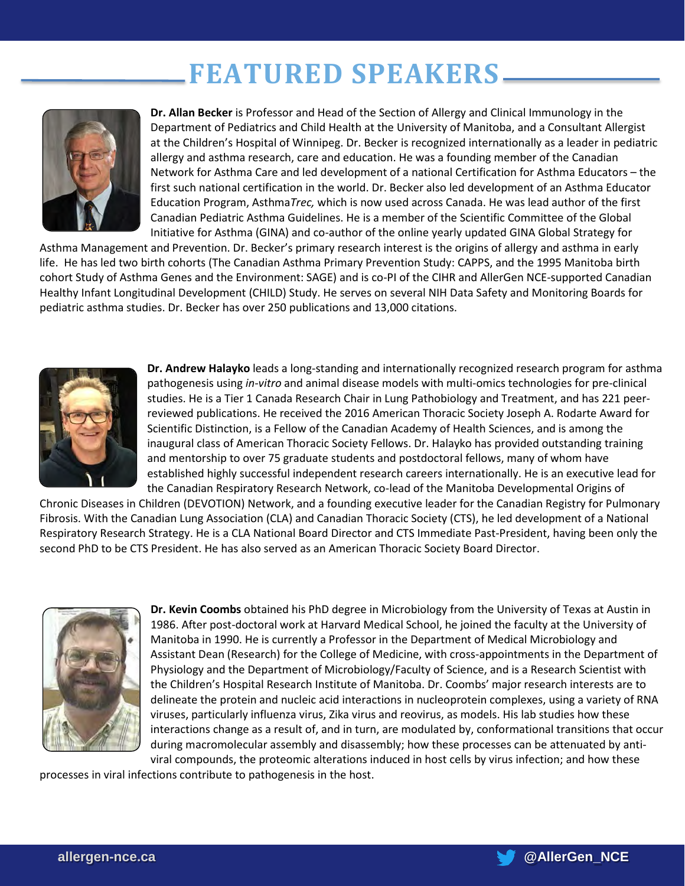# FEATURED SPEAKERS

**Dr. Allan Becker** is Professor and Head of the Section of Allergy and Clinical Immunology in the Department of Pediatrics and Child Health at the University of Manitoba, and a Consultant Allergist at the Children's Hospital of Winnipeg. Dr. Becker is recognized internationally as a leader in pediatric allergy and asthma research, care and education. He was a founding member of the Canadian Network for Asthma Care and led development of a national Certification for Asthma Educators – the first such national certification in the world. Dr. Becker also led development of an Asthma Educator Education Program, Asthma*Trec,* which is now used across Canada. He was lead author of the first Canadian Pediatric Asthma Guidelines. He is a member of the Scientific Committee of the Global Initiative for Asthma (GINA) and co-author of the online yearly updated GINA Global Strategy for Asthma Management and Prevention. Dr. Becker's primary research interest is the origins of allergy and asthma in early life. He has led two birth cohorts (The Canadian Asthma Primary Prevention Study: CAPPS, and the 1995 Manitoba birth cohort Study of Asthma Genes and the Environment: SAGE) and is co-PI of the CIHR and AllerGen NCE-supported Canadian Healthy Infant Longitudinal Development (CHILD) Study. He serves on several NIH Data Safety and Monitoring Boards for pediatric asthma studies. Dr. Becker has over 250 publications and 13,000 citations.

**Dr. Andrew Halayko** leads a long-standing and internationally recognized research program for asthma pathogenesis using *in-vitro* and animal disease models with multi-omics technologies for pre-clinical studies. He is a Tier 1 Canada Research Chair in Lung Pathobiology and Treatment, and has 221 peer-reviewed publications. He received the 2016 American Thoracic Society Joseph A. Rodarte Award for Scientific Distinction, is a Fellow of the Canadian Academy of Health Sciences, and is among the inaugural class of American Thoracic Society Fellows. Dr. Halayko has provided outstanding training and mentorship to over 75 graduate students and postdoctoral fellows, many of whom have established highly successful independent research careers internationally. He is an executive lead for the Canadian Respiratory Research Network, co-lead of the Manitoba Developmental Origins of Chronic Diseases in Children (DEVOTION) Network, and a founding executive leader for the Canadian Registry for Pulmonary Fibrosis. With the Canadian Lung Association (CLA) and Canadian Thoracic Society (CTS), he led development of a National Respiratory Research Strategy. He is a CLA National Board Director and CTS Immediate Past-President, having been only the second PhD to be CTS President. He has also served as an American Thoracic Society Board Director.

**Dr. Kevin Coombs** obtained his PhD degree in Microbiology from the University of Texas at Austin in 1986. After post-doctoral work at Harvard Medical School, he joined the faculty at the University of Manitoba in 1990. He is currently a Professor in the Department of Medical Microbiology and Assistant Dean (Research) for the College of Medicine, with cross-appointments in the Department of Physiology and the Department of Microbiology/Faculty of Science, and is a Research Scientist with the Children's Hospital Research Institute of Manitoba. Dr. Coombs' major research interests are to delineate the protein and nucleic acid interactions in nucleoprotein complexes, using a variety of RNA viruses, particularly influenza virus, Zika virus and reovirus, as models. His lab studies how these interactions change as a result of, and in turn, are modulated by, conformational transitions that occur during macromolecular assembly and disassembly; how these processes can be attenuated by anti-viral compounds, the proteomic alterations induced in host cells by virus infection; and how these processes in viral infections contribute to pathogenesis in the host.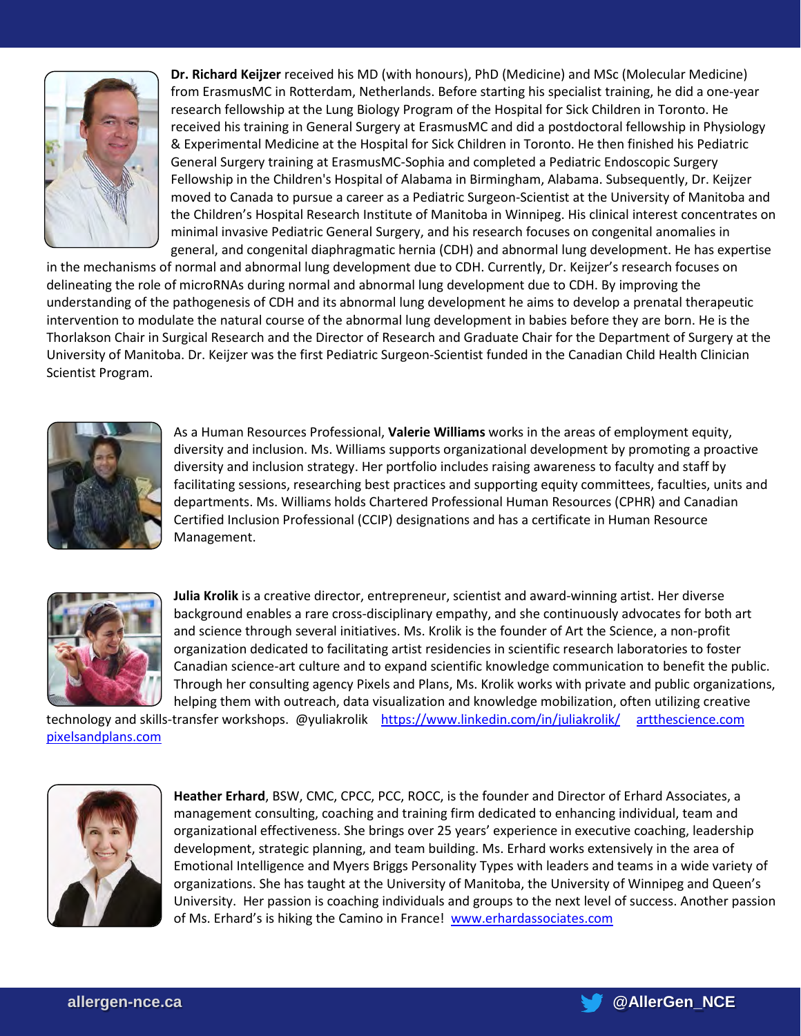**Dr. Richard Keijzer** received his MD (with honours), PhD (Medicine) and MSc (Molecular Medicine) from ErasmusMC in Rotterdam, Netherlands. Before starting his specialist training, he did a one-year research fellowship at the Lung Biology Program of the Hospital for Sick Children in Toronto. He received his training in General Surgery at ErasmusMC and did a postdoctoral fellowship in Physiology & Experimental Medicine at the Hospital for Sick Children in Toronto. He then finished his Pediatric General Surgery training at ErasmusMC-Sophia and completed a Pediatric Endoscopic Surgery Fellowship in the Children's Hospital of Alabama in Birmingham, Alabama. Subsequently, Dr. Keijzer moved to Canada to pursue a career as a Pediatric Surgeon-Scientist at the University of Manitoba and the Children's Hospital Research Institute of Manitoba in Winnipeg. His clinical interest concentrates on minimal invasive Pediatric General Surgery, and his research focuses on congenital anomalies in general, and congenital diaphragmatic hernia (CDH) and abnormal lung development. He has expertise in the mechanisms of normal and abnormal lung development due to CDH. Currently, Dr. Keijzer's research focuses on delineating the role of microRNAs during normal and abnormal lung development due to CDH. By improving the understanding of the pathogenesis of CDH and its abnormal lung development he aims to develop a prenatal therapeutic intervention to modulate the natural course of the abnormal lung development in babies before they are born. He is the Thorlakson Chair in Surgical Research and the Director of Research and Graduate Chair for the Department of Surgery at the University of Manitoba. Dr. Keijzer was the first Pediatric Surgeon-Scientist funded in the Canadian Child Health Clinician Scientist Program.

As a Human Resources Professional, **Valerie Williams** works in the areas of employment equity, diversity and inclusion. Ms. Williams supports organizational development by promoting a proactive diversity and inclusion strategy. Her portfolio includes raising awareness to faculty and staff by facilitating sessions, researching best practices and supporting equity committees, faculties, units and departments. Ms. Williams holds Chartered Professional Human Resources (CPHR) and Canadian Certified Inclusion Professional (CCIP) designations and has a certificate in Human Resource Management.

**Julia Krolik** is a creative director, entrepreneur, scientist and award-winning artist. Her diverse background enables a rare cross-disciplinary empathy, and she continuously advocates for both art and science through several initiatives. Ms. Krolik is the founder of Art the Science, a non-profit organization dedicated to facilitating artist residencies in scientific research laboratories to foster Canadian science-art culture and to expand scientific knowledge communication to benefit the public. Through her consulting agency Pixels and Plans, Ms. Krolik works with private and public organizations, helping them with outreach, data visualization and knowledge mobilization, often utilizing creative technology and skills-transfer workshops. @yuliakrolik https://www.linkedin.com/in/juliakrolik/ artthescience.com pixelsandplans.com

**Heather Erhard**, BSW, CMC, CPCC, PCC, ROCC, is the founder and Director of Erhard Associates, a management consulting, coaching and training firm dedicated to enhancing individual, team and organizational effectiveness. She brings over 25 years' experience in executive coaching, leadership development, strategic planning, and team building. Ms. Erhard works extensively in the area of Emotional Intelligence and Myers Briggs Personality Types with leaders and teams in a wide variety of organizations. She has taught at the University of Manitoba, the University of Winnipeg and Queen's University. Her passion is coaching individuals and groups to the next level of success. Another passion of Ms. Erhard's is hiking the Camino in France! www.erhardassociates.com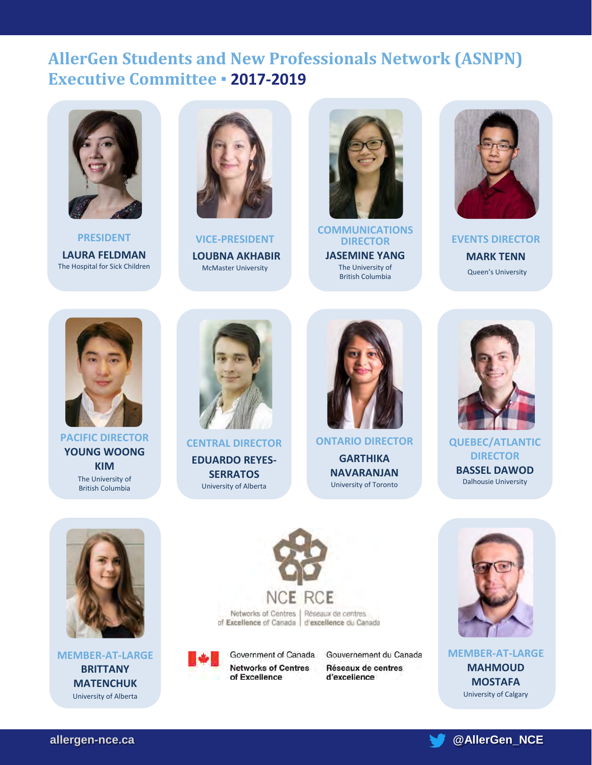# AllerGen Students and New Professionals Network (ASNPN) Executive Committee ▪ 2017-2019

**PRESIDENT**
**LAURA FELDMAN**
The Hospital for Sick Children

**VICE-PRESIDENT**
**LOUBNA AKHABIR**
McMaster University

**COMMUNICATIONS DIRECTOR**
**JASEMINE YANG**
The University of British Columbia

**EVENTS DIRECTOR**
**MARK TENN**
Queen's University

**PACIFIC DIRECTOR**
**YOUNG WOONG KIM**
The University of British Columbia

**CENTRAL DIRECTOR**
**EDUARDO REYES-SERRATOS**
University of Alberta

**ONTARIO DIRECTOR**
**GARTHIKA NAVARANJAN**
University of Toronto

**QUEBEC/ATLANTIC DIRECTOR**
**BASSEL DAWOD**
Dalhousie University

**MEMBER-AT-LARGE**
**BRITTANY MATENCHUK**
University of Alberta

**MEMBER-AT-LARGE**
**MAHMOUD MOSTAFA**
University of Calgary

NCE RCE
Networks of Centres of Excellence of Canada | Réseaux de centres d'excellence du Canada

Government of Canada | Gouvernement du Canada
Networks of Centres of Excellence | Réseaux de centres d'excellence

allergen-nce.ca
@AllerGen_NCE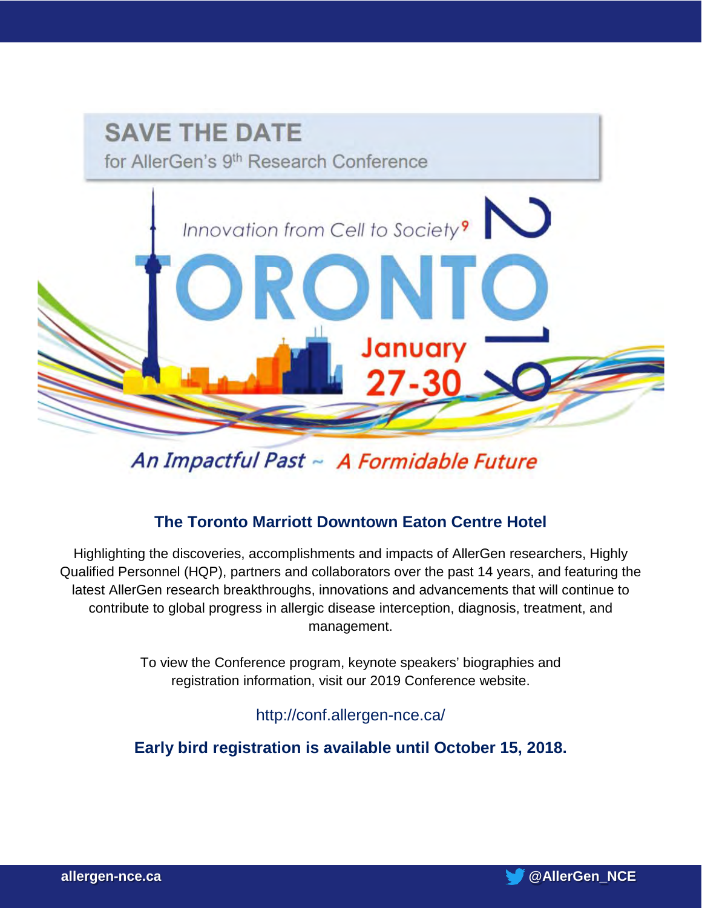# SAVE THE DATE

for AllerGen's 9th Research Conference

*Innovation from Cell to Society[9]*

TORONTO 2019

January 27-30

*An Impactful Past ~ A Formidable Future*

**The Toronto Marriott Downtown Eaton Centre Hotel**

Highlighting the discoveries, accomplishments and impacts of AllerGen researchers, Highly Qualified Personnel (HQP), partners and collaborators over the past 14 years, and featuring the latest AllerGen research breakthroughs, innovations and advancements that will continue to contribute to global progress in allergic disease interception, diagnosis, treatment, and management.

To view the Conference program, keynote speakers' biographies and registration information, visit our 2019 Conference website.

http://conf.allergen-nce.ca/

**Early bird registration is available until October 15, 2018.**

allergen-nce.ca

@AllerGen_NCE